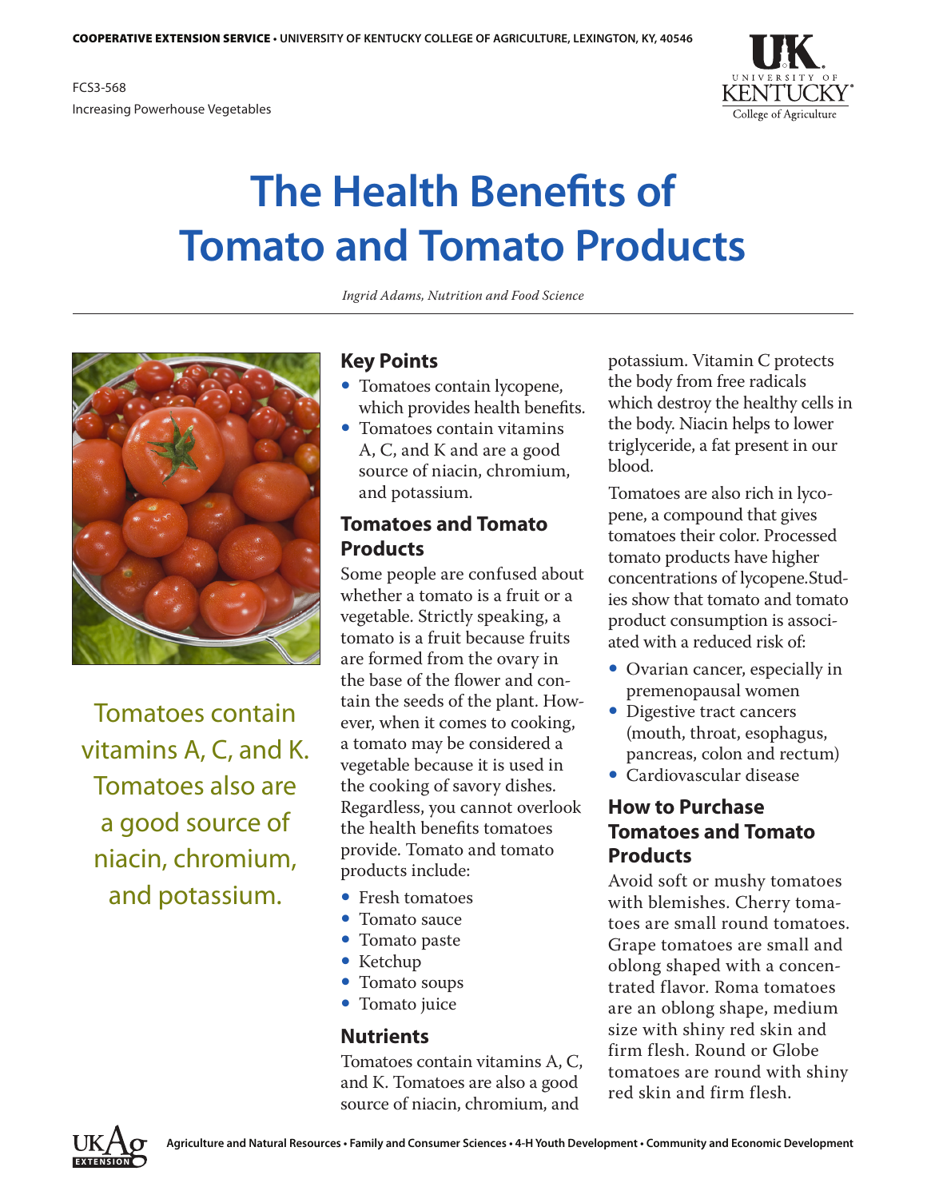COOPERATIVE EXTENSION SERVICE • UNIVERSITY OF KENTUCKY COLLEGE OF AGRICULTURE, LEXINGTON, KY, 40546

FCS3-568

Increasing Powerhouse Vegetables

# The Health Benefits of Tomato and Tomato Products

*Ingrid Adams, Nutrition and Food Science*

Tomatoes contain vitamins A, C, and K. Tomatoes also are a good source of niacin, chromium, and potassium.

## Key Points

- Tomatoes contain lycopene, which provides health benefits.
- Tomatoes contain vitamins A, C, and K and are a good source of niacin, chromium, and potassium.

## Tomatoes and Tomato Products

Some people are confused about whether a tomato is a fruit or a vegetable. Strictly speaking, a tomato is a fruit because fruits are formed from the ovary in the base of the flower and contain the seeds of the plant. However, when it comes to cooking, a tomato may be considered a vegetable because it is used in the cooking of savory dishes. Regardless, you cannot overlook the health benefits tomatoes provide. Tomato and tomato products include:

- Fresh tomatoes
- Tomato sauce
- Tomato paste
- Ketchup
- Tomato soups
- Tomato juice

## Nutrients

Tomatoes contain vitamins A, C, and K. Tomatoes are also a good source of niacin, chromium, and potassium. Vitamin C protects the body from free radicals which destroy the healthy cells in the body. Niacin helps to lower triglyceride, a fat present in our blood.

Tomatoes are also rich in lycopene, a compound that gives tomatoes their color. Processed tomato products have higher concentrations of lycopene.Studies show that tomato and tomato product consumption is associated with a reduced risk of:

- Ovarian cancer, especially in premenopausal women
- Digestive tract cancers (mouth, throat, esophagus, pancreas, colon and rectum)
- Cardiovascular disease

## How to Purchase Tomatoes and Tomato Products

Avoid soft or mushy tomatoes with blemishes. Cherry tomatoes are small round tomatoes. Grape tomatoes are small and oblong shaped with a concentrated flavor. Roma tomatoes are an oblong shape, medium size with shiny red skin and firm flesh. Round or Globe tomatoes are round with shiny red skin and firm flesh.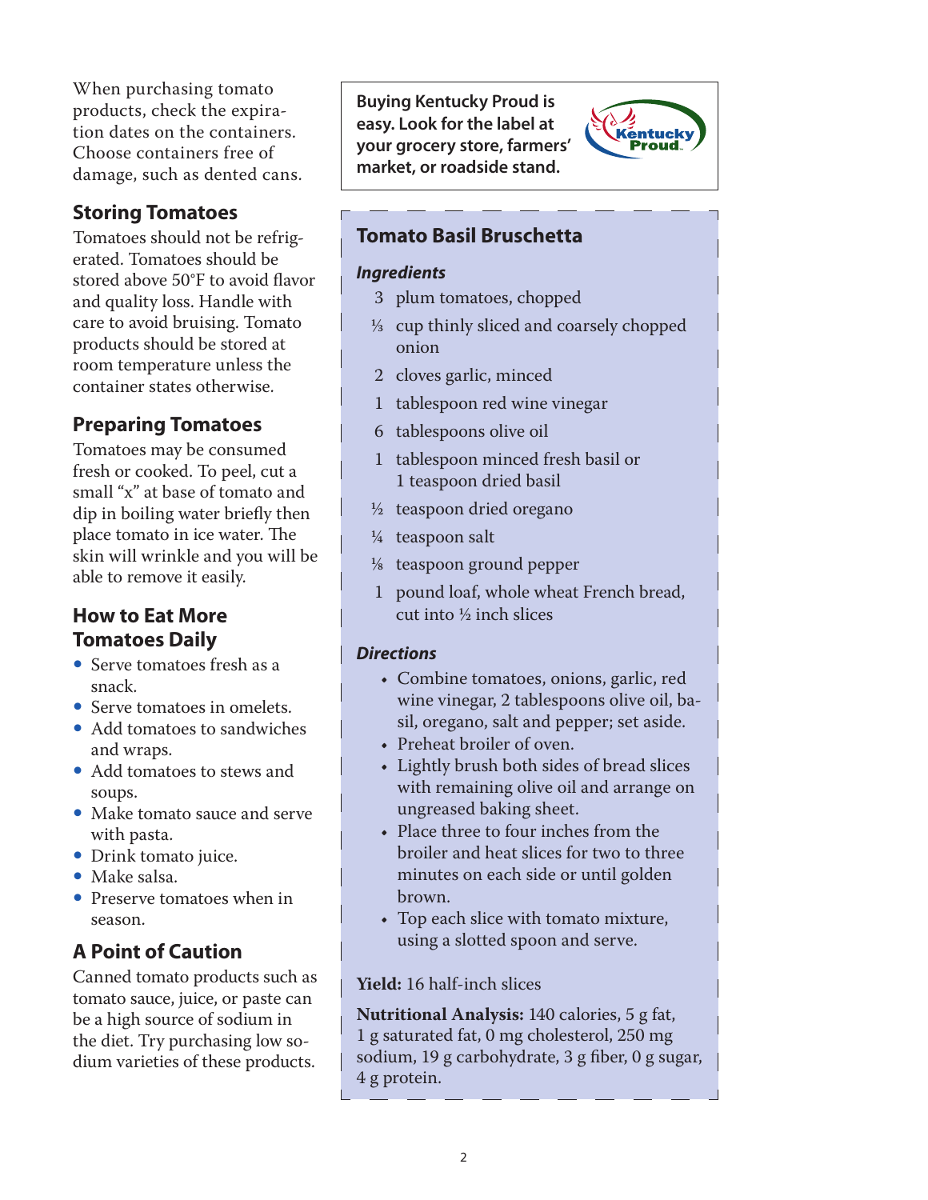When purchasing tomato products, check the expiration dates on the containers. Choose containers free of damage, such as dented cans.

## Storing Tomatoes

Tomatoes should not be refrigerated. Tomatoes should be stored above 50°F to avoid flavor and quality loss. Handle with care to avoid bruising. Tomato products should be stored at room temperature unless the container states otherwise.

## Preparing Tomatoes

Tomatoes may be consumed fresh or cooked. To peel, cut a small "x" at base of tomato and dip in boiling water briefly then place tomato in ice water. The skin will wrinkle and you will be able to remove it easily.

## How to Eat More Tomatoes Daily

- Serve tomatoes fresh as a snack.
- Serve tomatoes in omelets.
- Add tomatoes to sandwiches and wraps.
- Add tomatoes to stews and soups.
- Make tomato sauce and serve with pasta.
- Drink tomato juice.
- Make salsa.
- Preserve tomatoes when in season.

## A Point of Caution

Canned tomato products such as tomato sauce, juice, or paste can be a high source of sodium in the diet. Try purchasing low sodium varieties of these products.

**Buying Kentucky Proud is easy. Look for the label at your grocery store, farmers' market, or roadside stand.**

Kentucky Proud.

## Tomato Basil Bruschetta

### *Ingredients*

- 3 plum tomatoes, chopped
- ⅓ cup thinly sliced and coarsely chopped onion
- 2 cloves garlic, minced
- 1 tablespoon red wine vinegar
- 6 tablespoons olive oil
- 1 tablespoon minced fresh basil or 1 teaspoon dried basil
- ½ teaspoon dried oregano
- ¼ teaspoon salt
- ⅛ teaspoon ground pepper
- 1 pound loaf, whole wheat French bread, cut into ½ inch slices

### *Directions*

- Combine tomatoes, onions, garlic, red wine vinegar, 2 tablespoons olive oil, basil, oregano, salt and pepper; set aside.
- Preheat broiler of oven.
- Lightly brush both sides of bread slices with remaining olive oil and arrange on ungreased baking sheet.
- Place three to four inches from the broiler and heat slices for two to three minutes on each side or until golden brown.
- Top each slice with tomato mixture, using a slotted spoon and serve.

**Yield:** 16 half-inch slices

**Nutritional Analysis:** 140 calories, 5 g fat, 1 g saturated fat, 0 mg cholesterol, 250 mg sodium, 19 g carbohydrate, 3 g fiber, 0 g sugar, 4 g protein.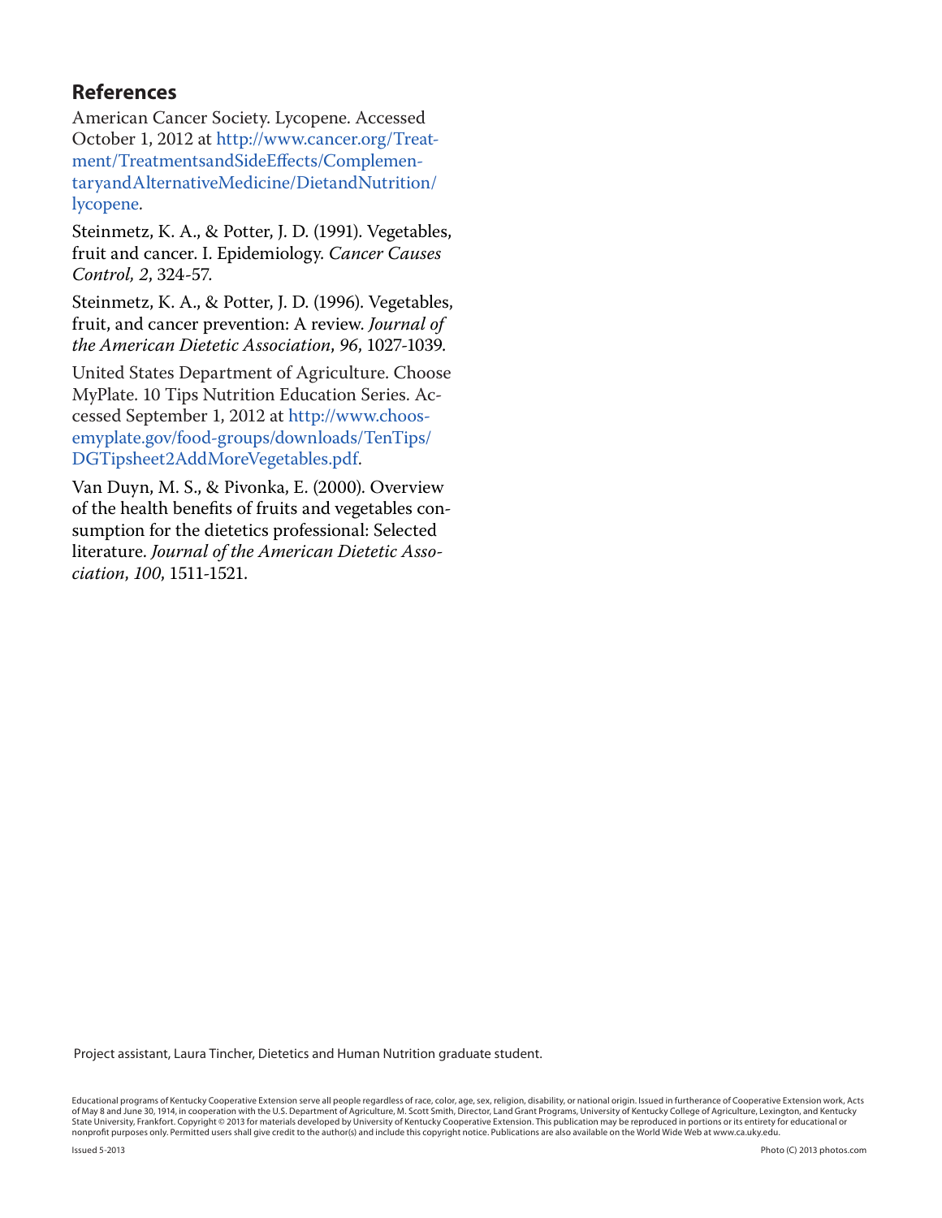## References

American Cancer Society. Lycopene. Accessed October 1, 2012 at http://www.cancer.org/Treatment/TreatmentsandSideEffects/ComplementaryandAlternativeMedicine/DietandNutrition/lycopene.

Steinmetz, K. A., & Potter, J. D. (1991). Vegetables, fruit and cancer. I. Epidemiology. *Cancer Causes Control, 2*, 324-57.

Steinmetz, K. A., & Potter, J. D. (1996). Vegetables, fruit, and cancer prevention: A review. *Journal of the American Dietetic Association*, *96*, 1027-1039.

United States Department of Agriculture. Choose MyPlate. 10 Tips Nutrition Education Series. Accessed September 1, 2012 at http://www.choosemyplate.gov/food-groups/downloads/TenTips/DGTipsheet2AddMoreVegetables.pdf.

Van Duyn, M. S., & Pivonka, E. (2000). Overview of the health benefits of fruits and vegetables consumption for the dietetics professional: Selected literature. *Journal of the American Dietetic Association*, *100*, 1511-1521.

Project assistant, Laura Tincher, Dietetics and Human Nutrition graduate student.

Educational programs of Kentucky Cooperative Extension serve all people regardless of race, color, age, sex, religion, disability, or national origin. Issued in furtherance of Cooperative Extension work, Acts of May 8 and June 30, 1914, in cooperation with the U.S. Department of Agriculture, M. Scott Smith, Director, Land Grant Programs, University of Kentucky College of Agriculture, Lexington, and Kentucky State University, Frankfort. Copyright © 2013 for materials developed by University of Kentucky Cooperative Extension. This publication may be reproduced in portions or its entirety for educational or nonprofit purposes only. Permitted users shall give credit to the author(s) and include this copyright notice. Publications are also available on the World Wide Web at www.ca.uky.edu.

Issued 5-2013

Photo (C) 2013 photos.com